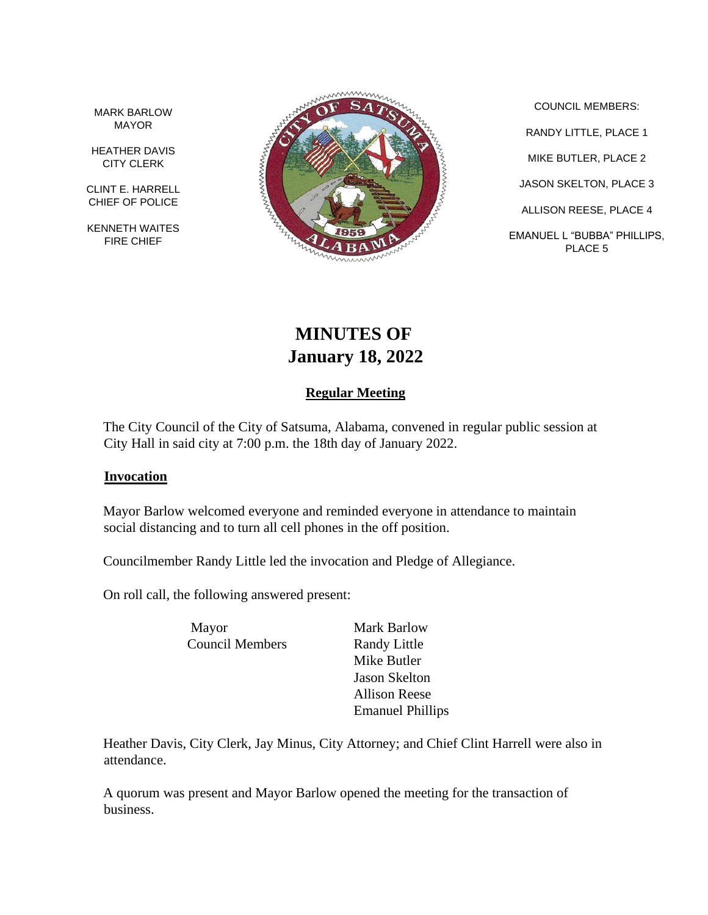MARK BARLOW
MAYOR

HEATHER DAVIS
CITY CLERK

CLINT E. HARRELL
CHIEF OF POLICE

KENNETH WAITES
FIRE CHIEF

COUNCIL MEMBERS:

RANDY LITTLE, PLACE 1

MIKE BUTLER, PLACE 2

JASON SKELTON, PLACE 3

ALLISON REESE, PLACE 4

EMANUEL L "BUBBA" PHILLIPS, PLACE 5

# MINUTES OF January 18, 2022

## Regular Meeting

The City Council of the City of Satsuma, Alabama, convened in regular public session at City Hall in said city at 7:00 p.m. the 18th day of January 2022.

### Invocation

Mayor Barlow welcomed everyone and reminded everyone in attendance to maintain social distancing and to turn all cell phones in the off position.

Councilmember Randy Little led the invocation and Pledge of Allegiance.

On roll call, the following answered present:

| | |
|---|---|
| Mayor | Mark Barlow |
| Council Members | Randy Little |
| | Mike Butler |
| | Jason Skelton |
| | Allison Reese |
| | Emanuel Phillips |

Heather Davis, City Clerk, Jay Minus, City Attorney; and Chief Clint Harrell were also in attendance.

A quorum was present and Mayor Barlow opened the meeting for the transaction of business.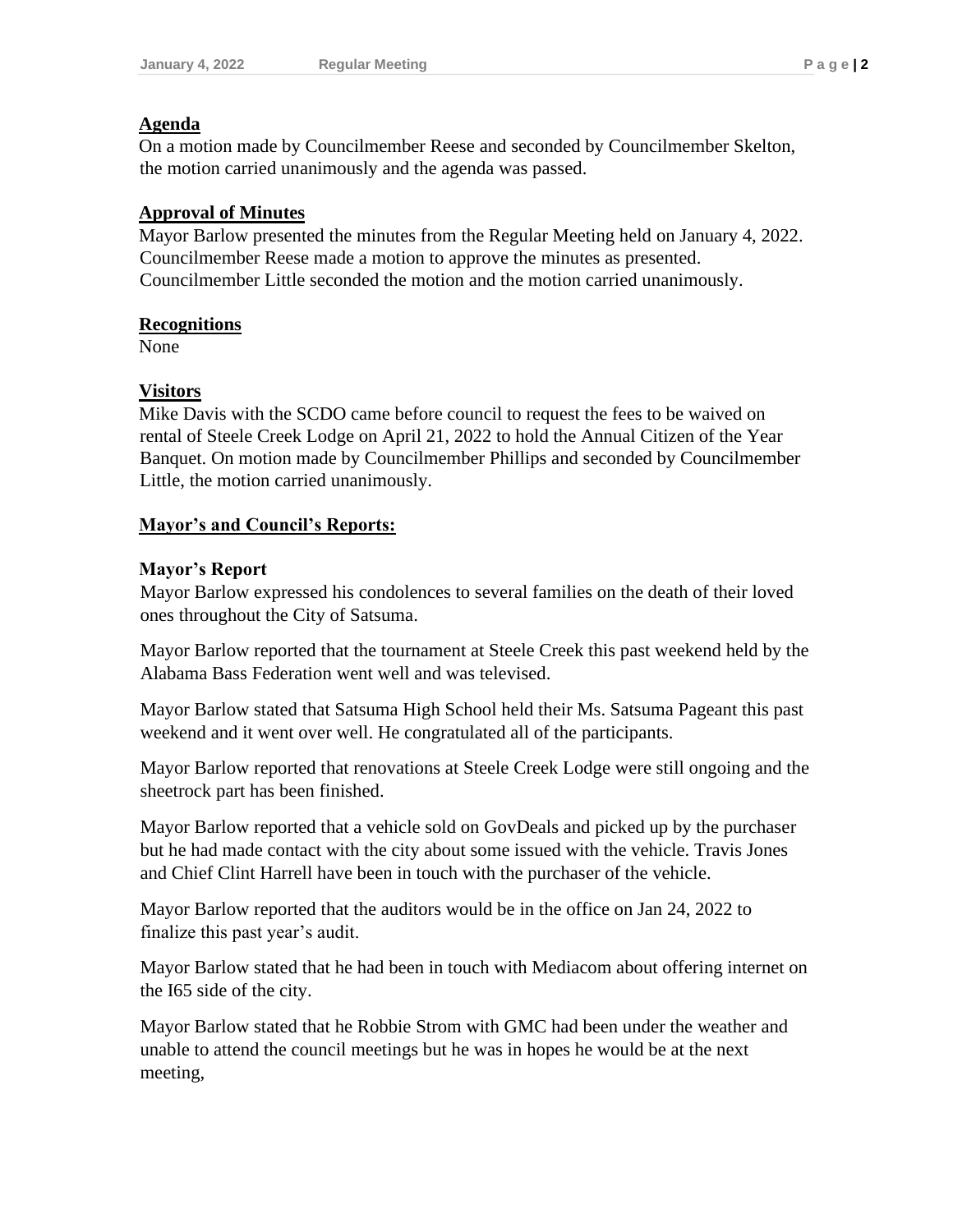**Agenda**

On a motion made by Councilmember Reese and seconded by Councilmember Skelton, the motion carried unanimously and the agenda was passed.

**Approval of Minutes**

Mayor Barlow presented the minutes from the Regular Meeting held on January 4, 2022. Councilmember Reese made a motion to approve the minutes as presented. Councilmember Little seconded the motion and the motion carried unanimously.

**Recognitions**

None

**Visitors**

Mike Davis with the SCDO came before council to request the fees to be waived on rental of Steele Creek Lodge on April 21, 2022 to hold the Annual Citizen of the Year Banquet. On motion made by Councilmember Phillips and seconded by Councilmember Little, the motion carried unanimously.

**Mayor's and Council's Reports:**

**Mayor's Report**

Mayor Barlow expressed his condolences to several families on the death of their loved ones throughout the City of Satsuma.

Mayor Barlow reported that the tournament at Steele Creek this past weekend held by the Alabama Bass Federation went well and was televised.

Mayor Barlow stated that Satsuma High School held their Ms. Satsuma Pageant this past weekend and it went over well. He congratulated all of the participants.

Mayor Barlow reported that renovations at Steele Creek Lodge were still ongoing and the sheetrock part has been finished.

Mayor Barlow reported that a vehicle sold on GovDeals and picked up by the purchaser but he had made contact with the city about some issued with the vehicle. Travis Jones and Chief Clint Harrell have been in touch with the purchaser of the vehicle.

Mayor Barlow reported that the auditors would be in the office on Jan 24, 2022 to finalize this past year's audit.

Mayor Barlow stated that he had been in touch with Mediacom about offering internet on the I65 side of the city.

Mayor Barlow stated that he Robbie Strom with GMC had been under the weather and unable to attend the council meetings but he was in hopes he would be at the next meeting,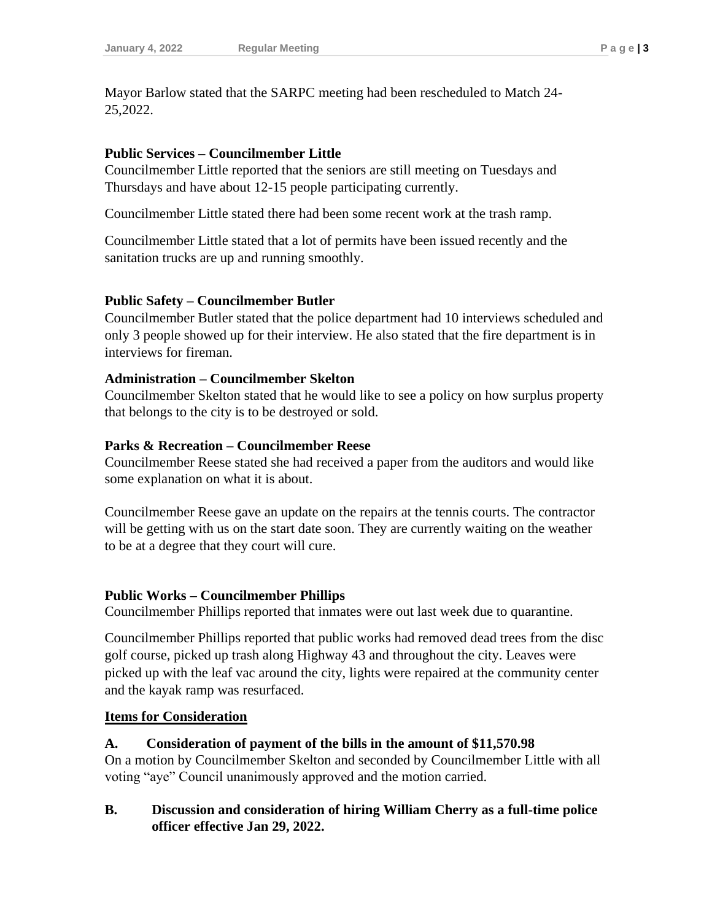Mayor Barlow stated that the SARPC meeting had been rescheduled to Match 24-25,2022.

**Public Services – Councilmember Little**

Councilmember Little reported that the seniors are still meeting on Tuesdays and Thursdays and have about 12-15 people participating currently.

Councilmember Little stated there had been some recent work at the trash ramp.

Councilmember Little stated that a lot of permits have been issued recently and the sanitation trucks are up and running smoothly.

**Public Safety – Councilmember Butler**

Councilmember Butler stated that the police department had 10 interviews scheduled and only 3 people showed up for their interview. He also stated that the fire department is in interviews for fireman.

**Administration – Councilmember Skelton**

Councilmember Skelton stated that he would like to see a policy on how surplus property that belongs to the city is to be destroyed or sold.

**Parks & Recreation – Councilmember Reese**

Councilmember Reese stated she had received a paper from the auditors and would like some explanation on what it is about.

Councilmember Reese gave an update on the repairs at the tennis courts. The contractor will be getting with us on the start date soon. They are currently waiting on the weather to be at a degree that they court will cure.

**Public Works – Councilmember Phillips**

Councilmember Phillips reported that inmates were out last week due to quarantine.

Councilmember Phillips reported that public works had removed dead trees from the disc golf course, picked up trash along Highway 43 and throughout the city. Leaves were picked up with the leaf vac around the city, lights were repaired at the community center and the kayak ramp was resurfaced.

**<u>Items for Consideration</u>**

**A. Consideration of payment of the bills in the amount of $11,570.98**

On a motion by Councilmember Skelton and seconded by Councilmember Little with all voting "aye" Council unanimously approved and the motion carried.

**B. Discussion and consideration of hiring William Cherry as a full-time police officer effective Jan 29, 2022.**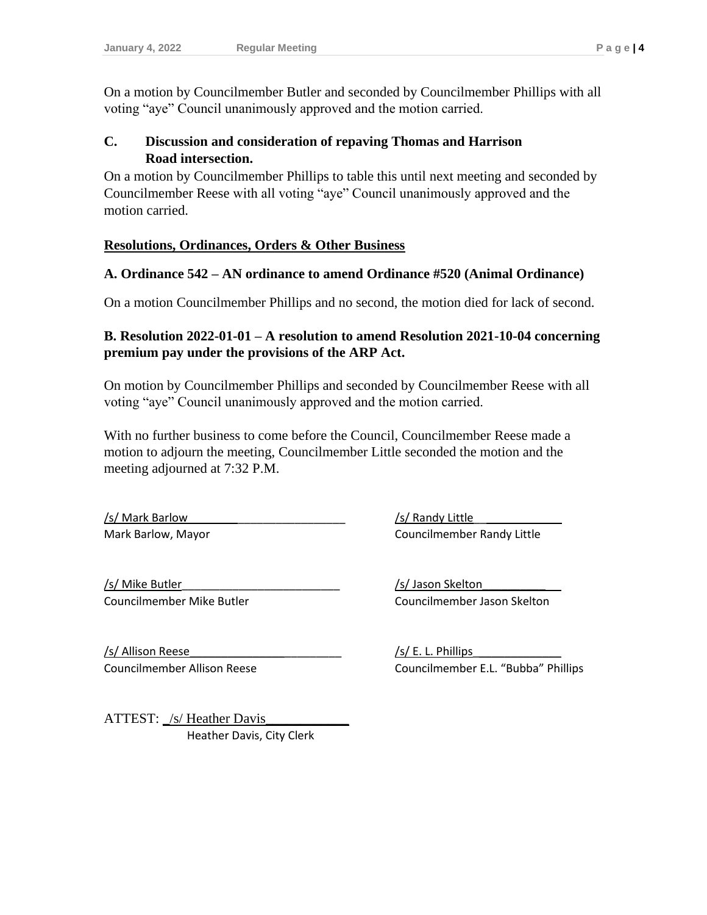On a motion by Councilmember Butler and seconded by Councilmember Phillips with all voting "aye" Council unanimously approved and the motion carried.

**C. Discussion and consideration of repaving Thomas and Harrison Road intersection.**

On a motion by Councilmember Phillips to table this until next meeting and seconded by Councilmember Reese with all voting "aye" Council unanimously approved and the motion carried.

**Resolutions, Ordinances, Orders & Other Business**

**A. Ordinance 542 – AN ordinance to amend Ordinance #520 (Animal Ordinance)**

On a motion Councilmember Phillips and no second, the motion died for lack of second.

**B. Resolution 2022-01-01 – A resolution to amend Resolution 2021-10-04 concerning premium pay under the provisions of the ARP Act.**

On motion by Councilmember Phillips and seconded by Councilmember Reese with all voting "aye" Council unanimously approved and the motion carried.

With no further business to come before the Council, Councilmember Reese made a motion to adjourn the meeting, Councilmember Little seconded the motion and the meeting adjourned at 7:32 P.M.

/s/ Mark Barlow
Mark Barlow, Mayor

/s/ Randy Little
Councilmember Randy Little

/s/ Mike Butler
Councilmember Mike Butler

/s/ Jason Skelton
Councilmember Jason Skelton

/s/ Allison Reese
Councilmember Allison Reese

/s/ E. L. Phillips
Councilmember E.L. "Bubba" Phillips

ATTEST: /s/ Heather Davis
Heather Davis, City Clerk